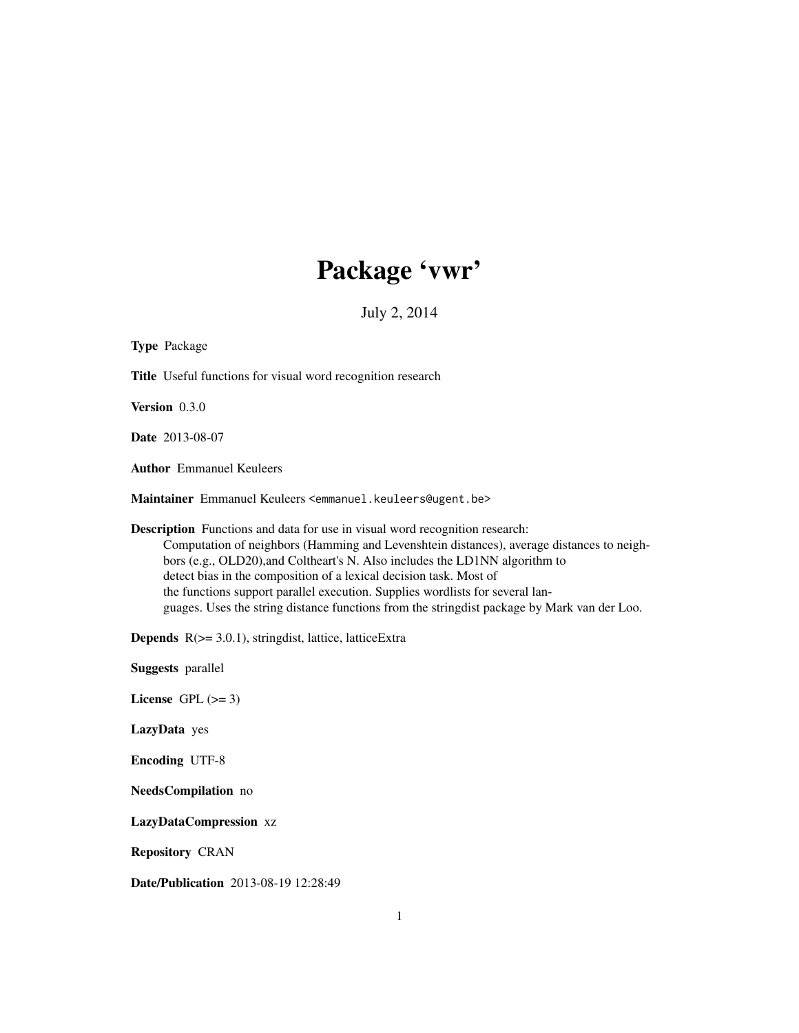# Package 'vwr'

July 2, 2014

**Type** Package

**Title** Useful functions for visual word recognition research

**Version** 0.3.0

**Date** 2013-08-07

**Author** Emmanuel Keuleers

**Maintainer** Emmanuel Keuleers <emmanuel.keuleers@ugent.be>

**Description** Functions and data for use in visual word recognition research: Computation of neighbors (Hamming and Levenshtein distances), average distances to neighbors (e.g., OLD20),and Coltheart's N. Also includes the LD1NN algorithm to detect bias in the composition of a lexical decision task. Most of the functions support parallel execution. Supplies wordlists for several languages. Uses the string distance functions from the stringdist package by Mark van der Loo.

**Depends** R(>= 3.0.1), stringdist, lattice, latticeExtra

**Suggests** parallel

**License** GPL (>= 3)

**LazyData** yes

**Encoding** UTF-8

**NeedsCompilation** no

**LazyDataCompression** xz

**Repository** CRAN

**Date/Publication** 2013-08-19 12:28:49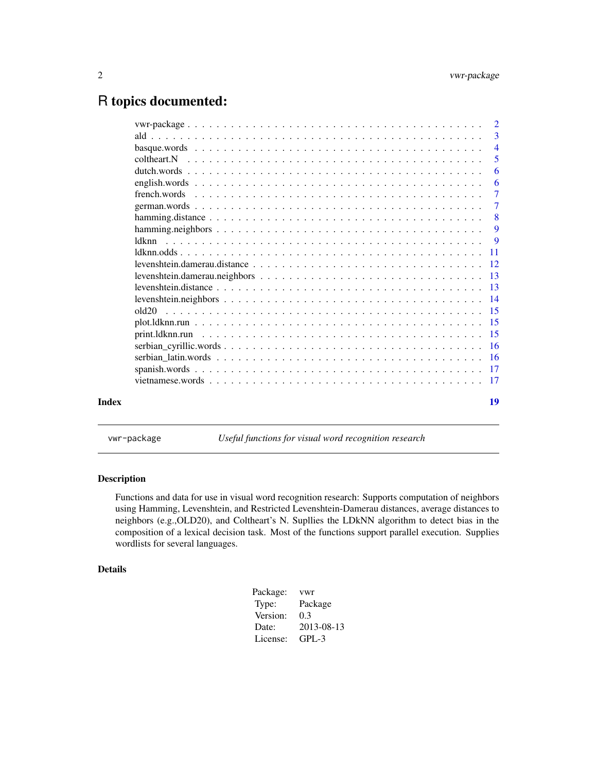# R topics documented:

| | |
|---|---|
| vwr-package | 2 |
| ald | 3 |
| basque.words | 4 |
| coltheart.N | 5 |
| dutch.words | 6 |
| english.words | 6 |
| french.words | 7 |
| german.words | 7 |
| hamming.distance | 8 |
| hamming.neighbors | 9 |
| ldknn | 9 |
| ldknn.odds | 11 |
| levenshtein.damerau.distance | 12 |
| levenshtein.damerau.neighbors | 13 |
| levenshtein.distance | 13 |
| levenshtein.neighbors | 14 |
| old20 | 15 |
| plot.ldknn.run | 15 |
| print.ldknn.run | 15 |
| serbian_cyrillic.words | 16 |
| serbian_latin.words | 16 |
| spanish.words | 17 |
| vietnamese.words | 17 |
| **Index** | **19** |

---

`vwr-package` *Useful functions for visual word recognition research*

---

## Description

Functions and data for use in visual word recognition research: Supports computation of neighbors using Hamming, Levenshtein, and Restricted Levenshtein-Damerau distances, average distances to neighbors (e.g.,OLD20), and Coltheart's N. Supllies the LDkNN algorithm to detect bias in the composition of a lexical decision task. Most of the functions support parallel execution. Supplies wordlists for several languages.

## Details

| | |
|---|---|
| Package: | vwr |
| Type: | Package |
| Version: | 0.3 |
| Date: | 2013-08-13 |
| License: | GPL-3 |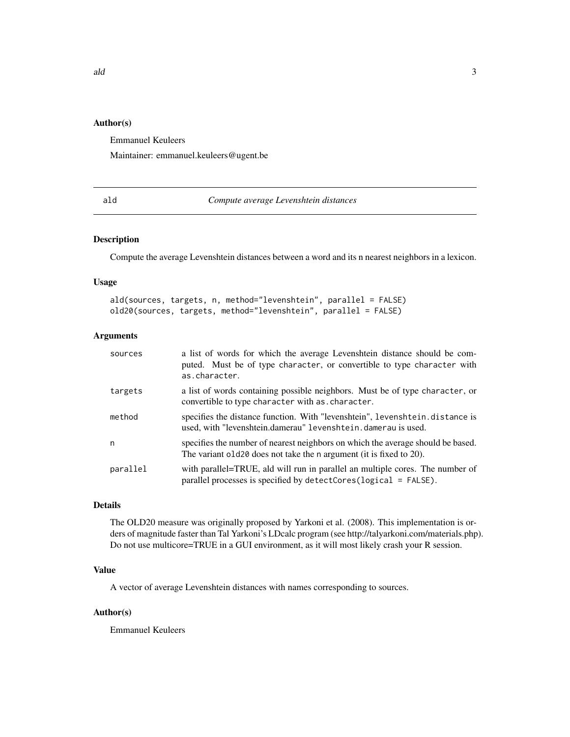### Author(s)

Emmanuel Keuleers

Maintainer: emmanuel.keuleers@ugent.be

---

## ald — *Compute average Levenshtein distances*

---

### Description

Compute the average Levenshtein distances between a word and its n nearest neighbors in a lexicon.

### Usage

```
ald(sources, targets, n, method="levenshtein", parallel = FALSE)
old20(sources, targets, method="levenshtein", parallel = FALSE)
```

### Arguments

| | |
|---|---|
| sources | a list of words for which the average Levenshtein distance should be computed. Must be of type character, or convertible to type character with as.character. |
| targets | a list of words containing possible neighbors. Must be of type character, or convertible to type character with as.character. |
| method | specifies the distance function. With "levenshtein", levenshtein.distance is used, with "levenshtein.damerau" levenshtein.damerau is used. |
| n | specifies the number of nearest neighbors on which the average should be based. The variant old20 does not take the n argument (it is fixed to 20). |
| parallel | with parallel=TRUE, ald will run in parallel an multiple cores. The number of parallel processes is specified by detectCores(logical = FALSE). |

### Details

The OLD20 measure was originally proposed by Yarkoni et al. (2008). This implementation is orders of magnitude faster than Tal Yarkoni's LDcalc program (see http://talyarkoni.com/materials.php). Do not use multicore=TRUE in a GUI environment, as it will most likely crash your R session.

### Value

A vector of average Levenshtein distances with names corresponding to sources.

### Author(s)

Emmanuel Keuleers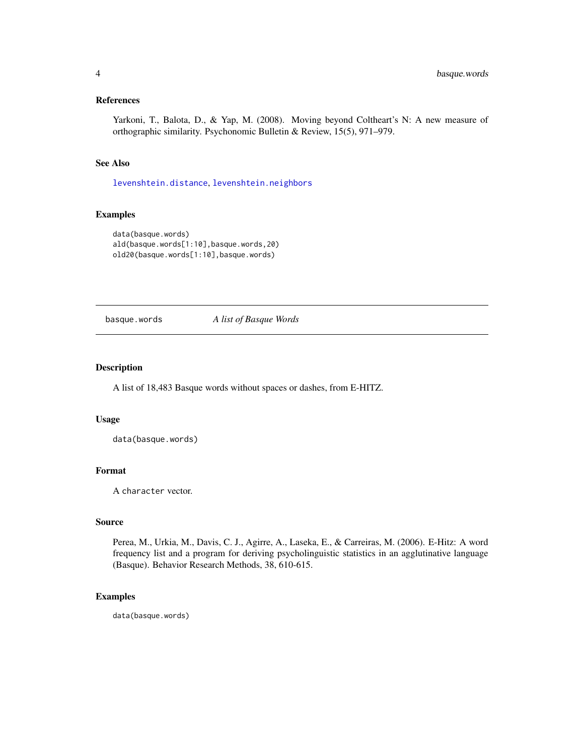### References

Yarkoni, T., Balota, D., & Yap, M. (2008). Moving beyond Coltheart's N: A new measure of orthographic similarity. Psychonomic Bulletin & Review, 15(5), 971–979.

### See Also

levenshtein.distance, levenshtein.neighbors

### Examples

```
data(basque.words)
ald(basque.words[1:10],basque.words,20)
old20(basque.words[1:10],basque.words)
```

---

## basque.words    *A list of Basque Words*

---

### Description

A list of 18,483 Basque words without spaces or dashes, from E-HITZ.

### Usage

```
data(basque.words)
```

### Format

A `character` vector.

### Source

Perea, M., Urkia, M., Davis, C. J., Agirre, A., Laseka, E., & Carreiras, M. (2006). E-Hitz: A word frequency list and a program for deriving psycholinguistic statistics in an agglutinative language (Basque). Behavior Research Methods, 38, 610-615.

### Examples

```
data(basque.words)
```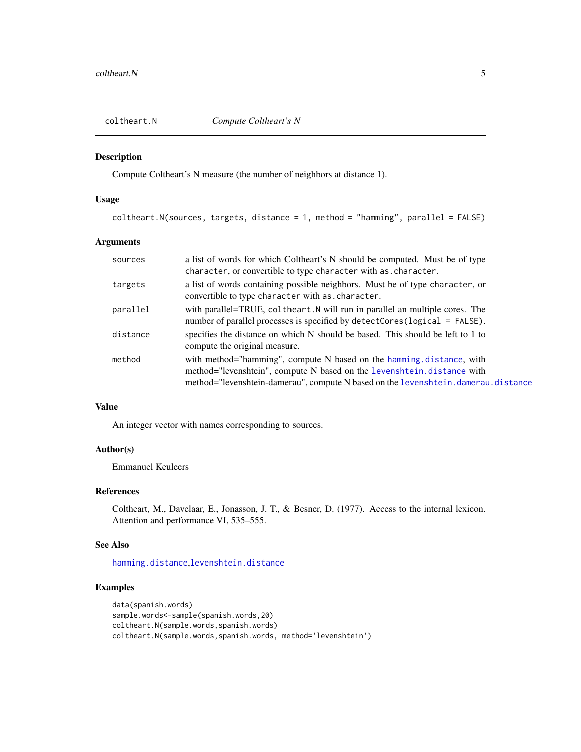coltheart.N *Compute Coltheart's N*

## Description

Compute Coltheart's N measure (the number of neighbors at distance 1).

## Usage

```
coltheart.N(sources, targets, distance = 1, method = "hamming", parallel = FALSE)
```

## Arguments

| | |
|---|---|
| sources | a list of words for which Coltheart's N should be computed. Must be of type character, or convertible to type character with as.character. |
| targets | a list of words containing possible neighbors. Must be of type character, or convertible to type character with as.character. |
| parallel | with parallel=TRUE, coltheart.N will run in parallel an multiple cores. The number of parallel processes is specified by detectCores(logical = FALSE). |
| distance | specifies the distance on which N should be based. This should be left to 1 to compute the original measure. |
| method | with method="hamming", compute N based on the hamming.distance, with method="levenshtein", compute N based on the levenshtein.distance with method="levenshtein-damerau", compute N based on the levenshtein.damerau.distance |

## Value

An integer vector with names corresponding to sources.

## Author(s)

Emmanuel Keuleers

## References

Coltheart, M., Davelaar, E., Jonasson, J. T., & Besner, D. (1977). Access to the internal lexicon. Attention and performance VI, 535–555.

## See Also

hamming.distance,levenshtein.distance

## Examples

```
data(spanish.words)
sample.words<-sample(spanish.words,20)
coltheart.N(sample.words,spanish.words)
coltheart.N(sample.words,spanish.words, method='levenshtein')
```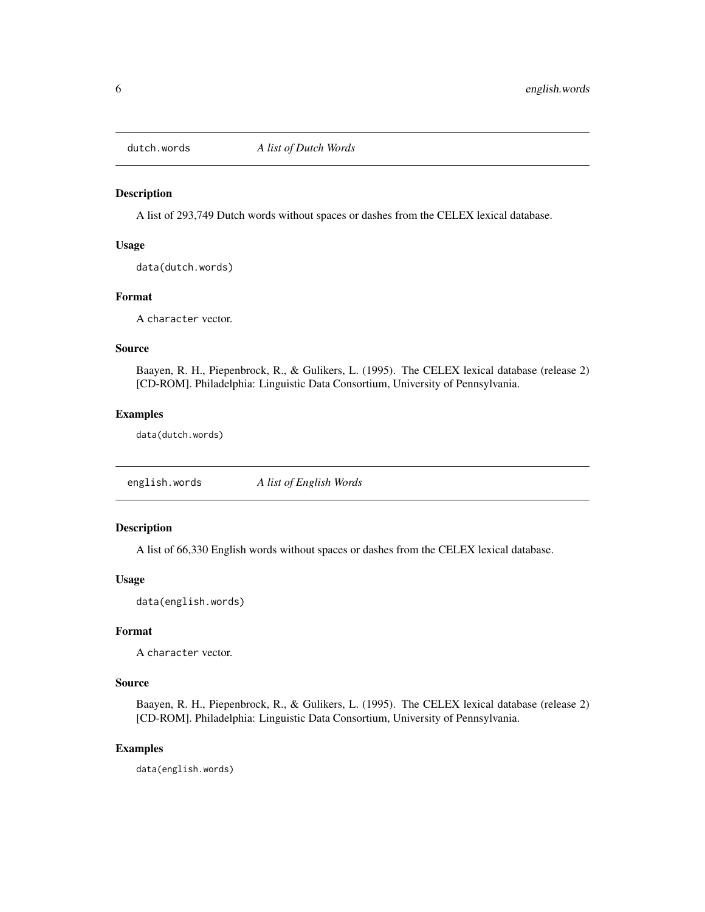## dutch.words *A list of Dutch Words*

### Description

A list of 293,749 Dutch words without spaces or dashes from the CELEX lexical database.

### Usage

```
data(dutch.words)
```

### Format

A `character` vector.

### Source

Baayen, R. H., Piepenbrock, R., & Gulikers, L. (1995). The CELEX lexical database (release 2) [CD-ROM]. Philadelphia: Linguistic Data Consortium, University of Pennsylvania.

### Examples

```
data(dutch.words)
```

## english.words *A list of English Words*

### Description

A list of 66,330 English words without spaces or dashes from the CELEX lexical database.

### Usage

```
data(english.words)
```

### Format

A `character` vector.

### Source

Baayen, R. H., Piepenbrock, R., & Gulikers, L. (1995). The CELEX lexical database (release 2) [CD-ROM]. Philadelphia: Linguistic Data Consortium, University of Pennsylvania.

### Examples

```
data(english.words)
```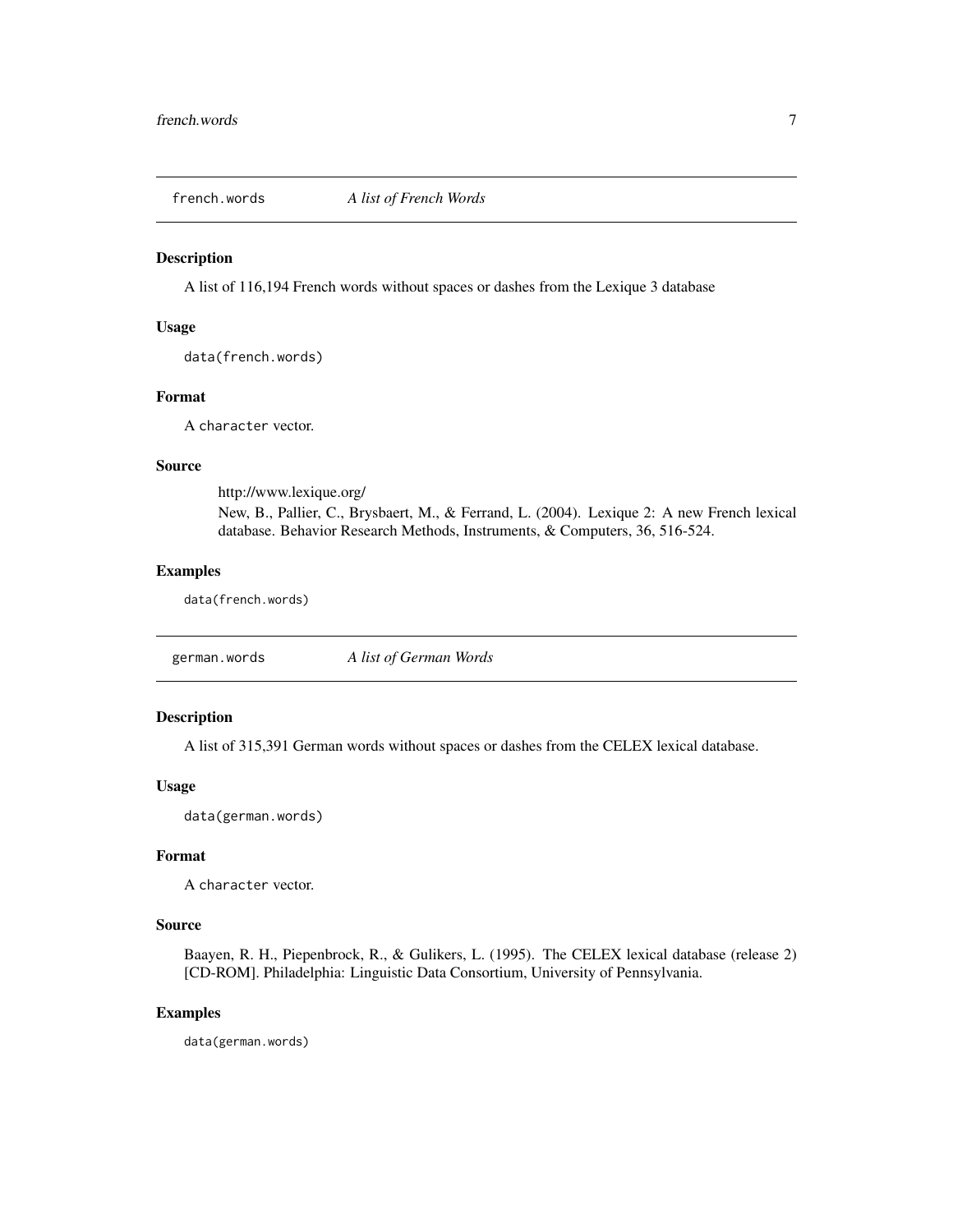## french.words — *A list of French Words*

### Description

A list of 116,194 French words without spaces or dashes from the Lexique 3 database

### Usage

```
data(french.words)
```

### Format

A `character` vector.

### Source

http://www.lexique.org/

New, B., Pallier, C., Brysbaert, M., & Ferrand, L. (2004). Lexique 2: A new French lexical database. Behavior Research Methods, Instruments, & Computers, 36, 516-524.

### Examples

```
data(french.words)
```

## german.words — *A list of German Words*

### Description

A list of 315,391 German words without spaces or dashes from the CELEX lexical database.

### Usage

```
data(german.words)
```

### Format

A `character` vector.

### Source

Baayen, R. H., Piepenbrock, R., & Gulikers, L. (1995). The CELEX lexical database (release 2) [CD-ROM]. Philadelphia: Linguistic Data Consortium, University of Pennsylvania.

### Examples

```
data(german.words)
```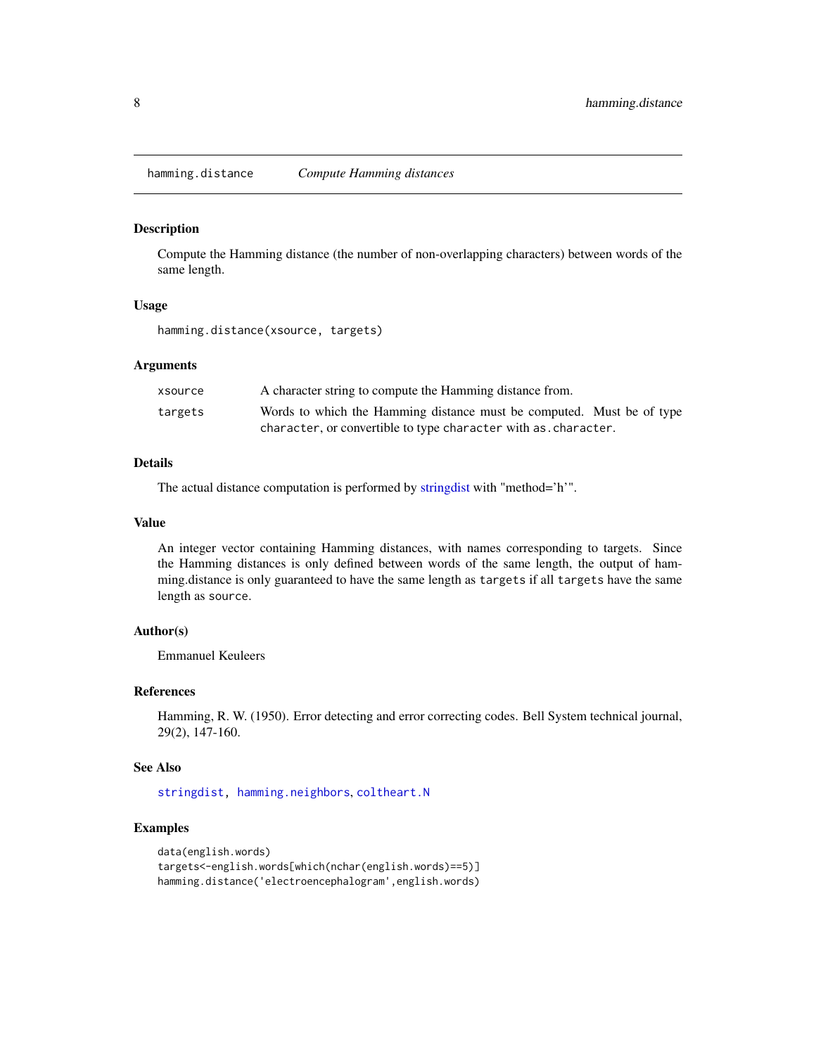hamming.distance *Compute Hamming distances*

## Description

Compute the Hamming distance (the number of non-overlapping characters) between words of the same length.

## Usage

```
hamming.distance(xsource, targets)
```

## Arguments

| | |
|---|---|
| `xsource` | A character string to compute the Hamming distance from. |
| `targets` | Words to which the Hamming distance must be computed. Must be of type `character`, or convertible to type `character` with `as.character`. |

## Details

The actual distance computation is performed by stringdist with "method='h'".

## Value

An integer vector containing Hamming distances, with names corresponding to targets. Since the Hamming distances is only defined between words of the same length, the output of hamming.distance is only guaranteed to have the same length as `targets` if all `targets` have the same length as `source`.

## Author(s)

Emmanuel Keuleers

## References

Hamming, R. W. (1950). Error detecting and error correcting codes. Bell System technical journal, 29(2), 147-160.

## See Also

`stringdist`, `hamming.neighbors`, `coltheart.N`

## Examples

```
data(english.words)
targets<-english.words[which(nchar(english.words)==5)]
hamming.distance('electroencephalogram',english.words)
```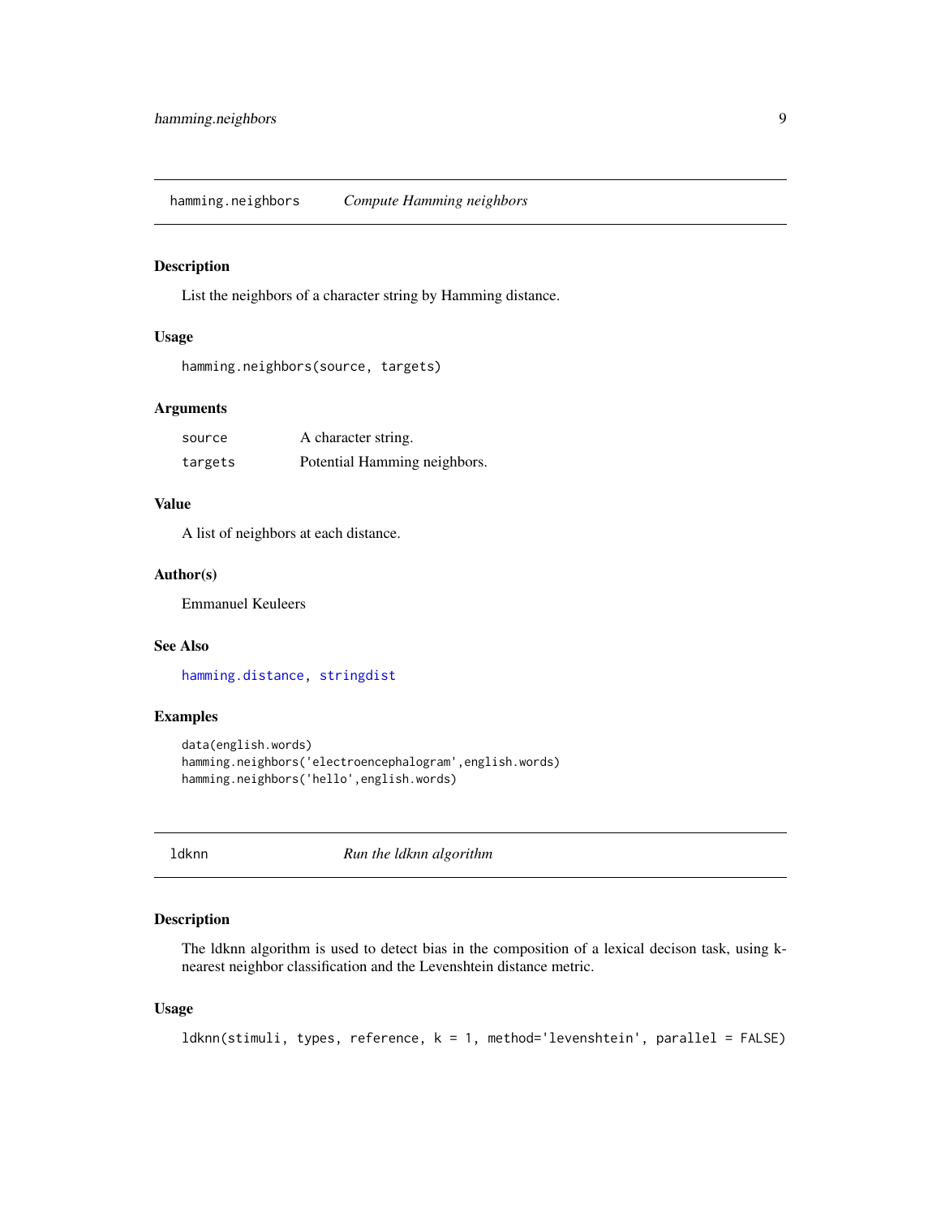## hamming.neighbors *Compute Hamming neighbors*

### Description

List the neighbors of a character string by Hamming distance.

### Usage

```
hamming.neighbors(source, targets)
```

### Arguments

| | |
|---|---|
| source | A character string. |
| targets | Potential Hamming neighbors. |

### Value

A list of neighbors at each distance.

### Author(s)

Emmanuel Keuleers

### See Also

hamming.distance, stringdist

### Examples

```
data(english.words)
hamming.neighbors('electroencephalogram',english.words)
hamming.neighbors('hello',english.words)
```

## ldknn *Run the ldknn algorithm*

### Description

The ldknn algorithm is used to detect bias in the composition of a lexical decison task, using k-nearest neighbor classification and the Levenshtein distance metric.

### Usage

```
ldknn(stimuli, types, reference, k = 1, method='levenshtein', parallel = FALSE)
```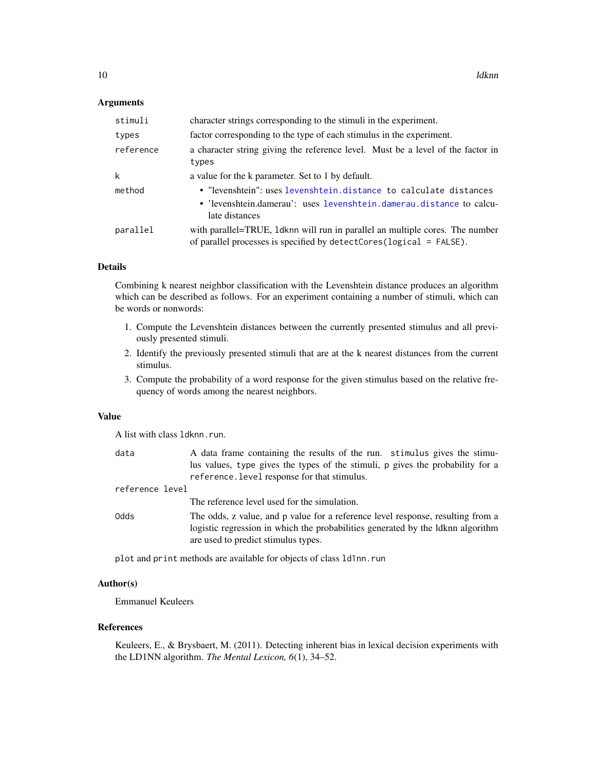### Arguments

| | |
|---|---|
| `stimuli` | character strings corresponding to the stimuli in the experiment. |
| `types` | factor corresponding to the type of each stimulus in the experiment. |
| `reference` | a character string giving the reference level. Must be a level of the factor in `types` |
| `k` | a value for the k parameter. Set to 1 by default. |
| `method` | • "levenshtein": uses `levenshtein.distance` to calculate distances<br>• 'levenshtein.damerau': uses `levenshtein.damerau.distance` to calculate distances |
| `parallel` | with parallel=TRUE, `ldknn` will run in parallel an multiple cores. The number of parallel processes is specified by `detectCores(logical = FALSE)`. |

### Details

Combining k nearest neighbor classification with the Levenshtein distance produces an algorithm which can be described as follows. For an experiment containing a number of stimuli, which can be words or nonwords:

1. Compute the Levenshtein distances between the currently presented stimulus and all previously presented stimuli.
2. Identify the previously presented stimuli that are at the k nearest distances from the current stimulus.
3. Compute the probability of a word response for the given stimulus based on the relative frequency of words among the nearest neighbors.

### Value

A list with class `ldknn.run`.

| | |
|---|---|
| `data` | A data frame containing the results of the run. `stimulus` gives the stimulus values, `type` gives the types of the stimuli, `p` gives the probability for a `reference.level` response for that stimulus. |
| `reference level` | The reference level used for the simulation. |
| `Odds` | The odds, z value, and p value for a reference level response, resulting from a logistic regression in which the probabilities generated by the ldknn algorithm are used to predict stimulus types. |

`plot` and `print` methods are available for objects of class `ld1nn.run`

### Author(s)

Emmanuel Keuleers

### References

Keuleers, E., & Brysbaert, M. (2011). Detecting inherent bias in lexical decision experiments with the LD1NN algorithm. *The Mental Lexicon, 6*(1), 34–52.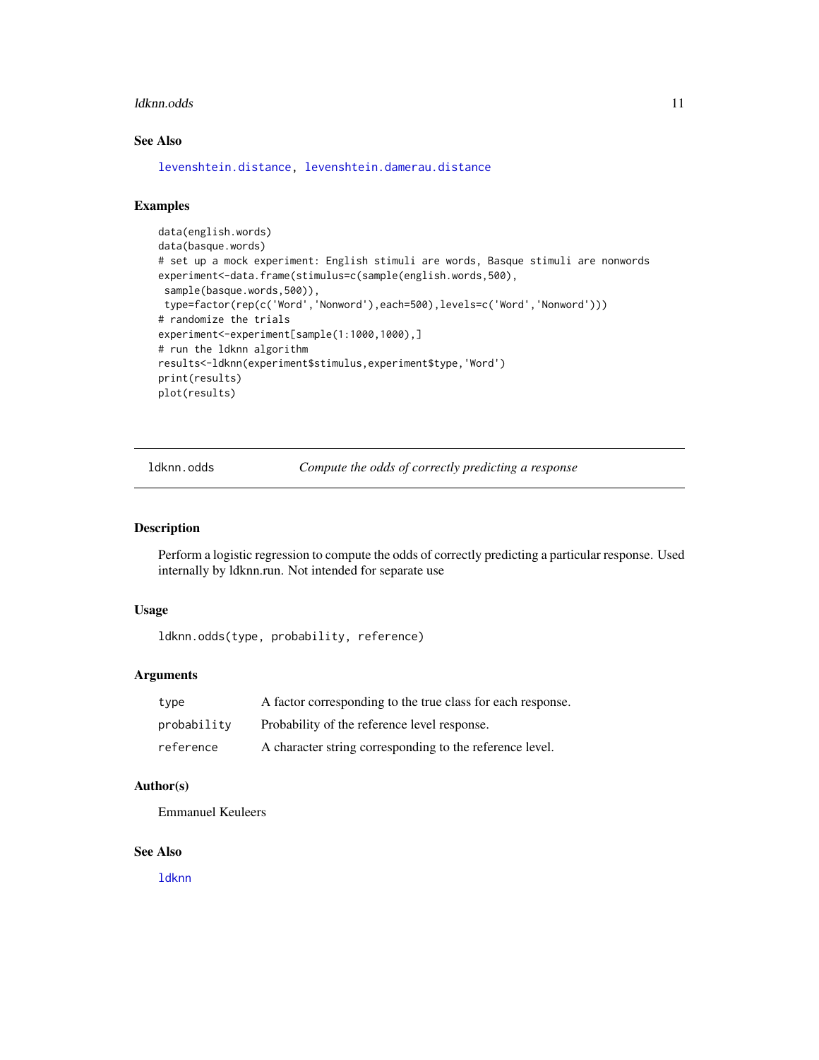## See Also

levenshtein.distance, levenshtein.damerau.distance

## Examples

```
data(english.words)
data(basque.words)
# set up a mock experiment: English stimuli are words, Basque stimuli are nonwords
experiment<-data.frame(stimulus=c(sample(english.words,500),
 sample(basque.words,500)),
 type=factor(rep(c('Word','Nonword'),each=500),levels=c('Word','Nonword')))
# randomize the trials
experiment<-experiment[sample(1:1000,1000),]
# run the ldknn algorithm
results<-ldknn(experiment$stimulus,experiment$type,'Word')
print(results)
plot(results)
```

---

# ldknn.odds — *Compute the odds of correctly predicting a response*

## Description

Perform a logistic regression to compute the odds of correctly predicting a particular response. Used internally by ldknn.run. Not intended for separate use

## Usage

```
ldknn.odds(type, probability, reference)
```

## Arguments

| | |
|---|---|
| type | A factor corresponding to the true class for each response. |
| probability | Probability of the reference level response. |
| reference | A character string corresponding to the reference level. |

## Author(s)

Emmanuel Keuleers

## See Also

ldknn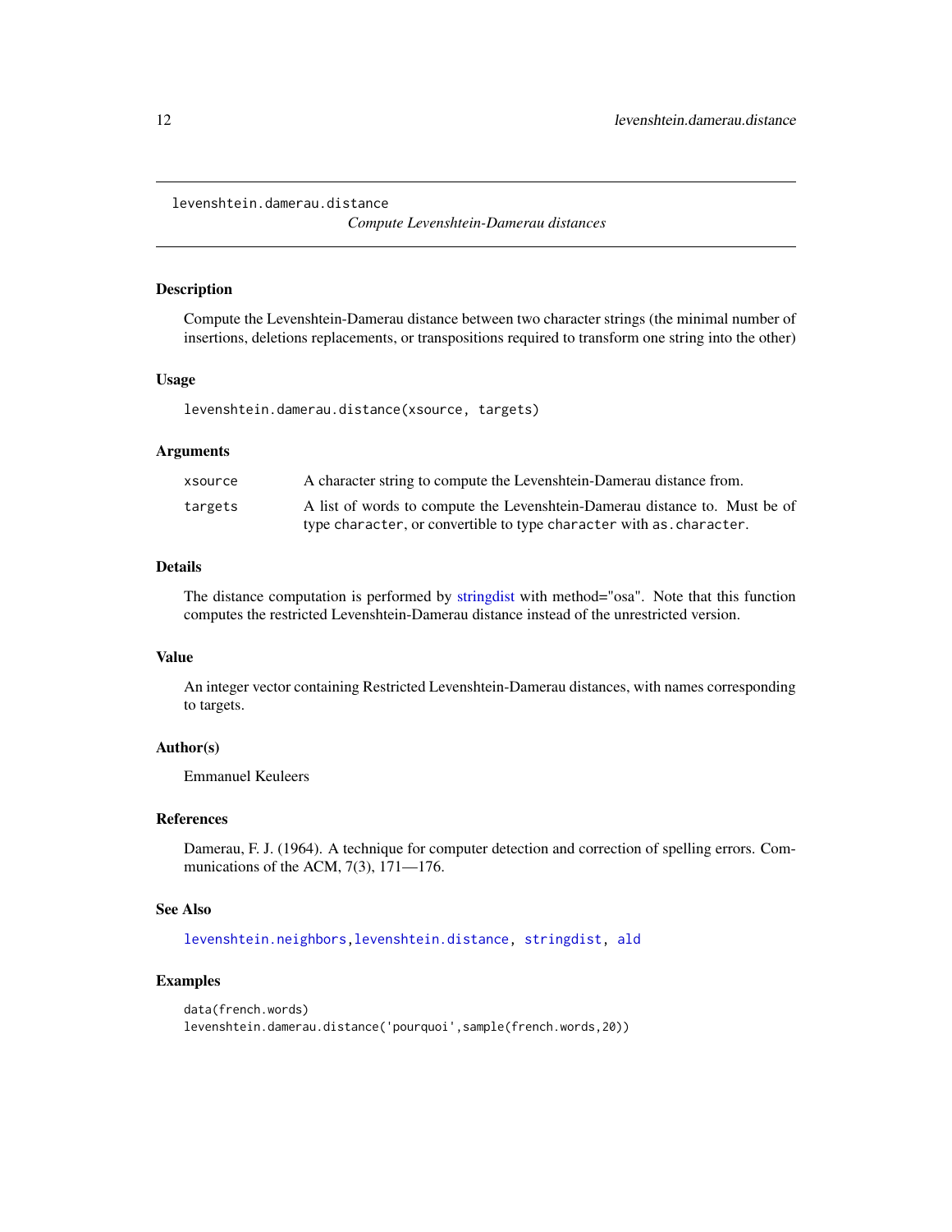```
levenshtein.damerau.distance
```

*Compute Levenshtein-Damerau distances*

## Description

Compute the Levenshtein-Damerau distance between two character strings (the minimal number of insertions, deletions replacements, or transpositions required to transform one string into the other)

## Usage

```
levenshtein.damerau.distance(xsource, targets)
```

## Arguments

| | |
|---|---|
| `xsource` | A character string to compute the Levenshtein-Damerau distance from. |
| `targets` | A list of words to compute the Levenshtein-Damerau distance to. Must be of type `character`, or convertible to type `character` with `as.character`. |

## Details

The distance computation is performed by stringdist with method="osa". Note that this function computes the restricted Levenshtein-Damerau distance instead of the unrestricted version.

## Value

An integer vector containing Restricted Levenshtein-Damerau distances, with names corresponding to targets.

## Author(s)

Emmanuel Keuleers

## References

Damerau, F. J. (1964). A technique for computer detection and correction of spelling errors. Communications of the ACM, 7(3), 171—176.

## See Also

`levenshtein.neighbors`, `levenshtein.distance`, `stringdist`, `ald`

## Examples

```
data(french.words)
levenshtein.damerau.distance('pourquoi',sample(french.words,20))
```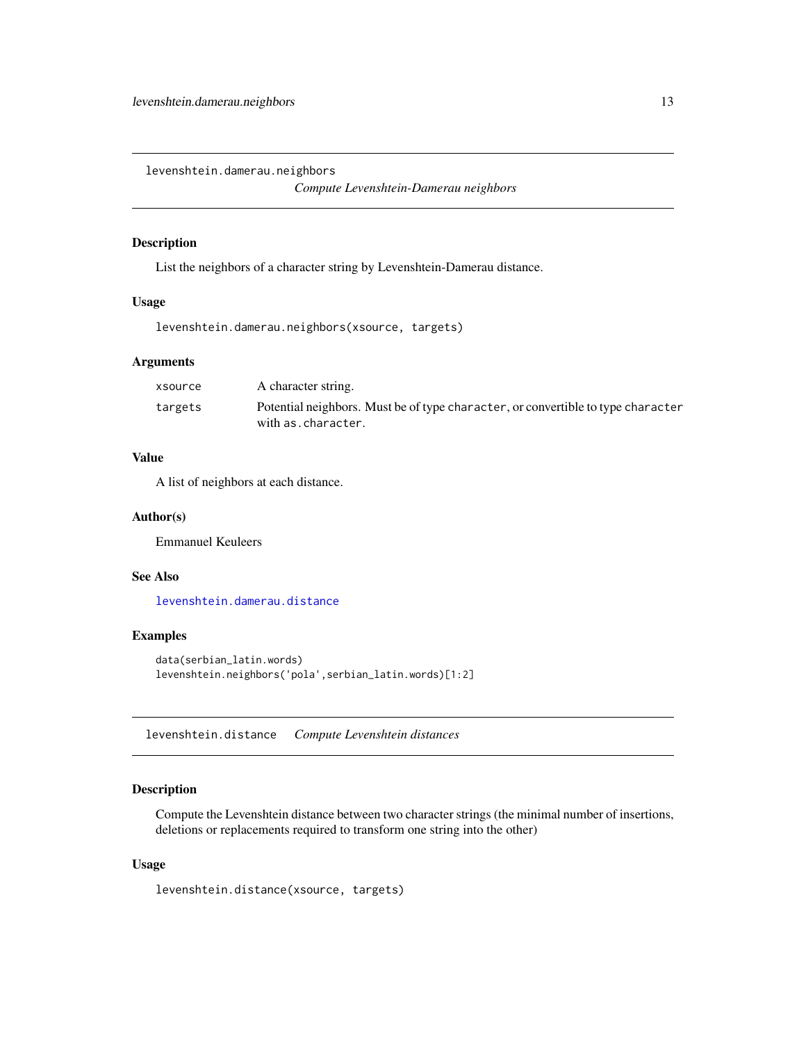## levenshtein.damerau.neighbors

*Compute Levenshtein-Damerau neighbors*

### Description

List the neighbors of a character string by Levenshtein-Damerau distance.

### Usage

```
levenshtein.damerau.neighbors(xsource, targets)
```

### Arguments

| | |
|---|---|
| xsource | A character string. |
| targets | Potential neighbors. Must be of type `character`, or convertible to type `character` with `as.character`. |

### Value

A list of neighbors at each distance.

### Author(s)

Emmanuel Keuleers

### See Also

`levenshtein.damerau.distance`

### Examples

```
data(serbian_latin.words)
levenshtein.neighbors('pola',serbian_latin.words)[1:2]
```

## levenshtein.distance

*Compute Levenshtein distances*

### Description

Compute the Levenshtein distance between two character strings (the minimal number of insertions, deletions or replacements required to transform one string into the other)

### Usage

```
levenshtein.distance(xsource, targets)
```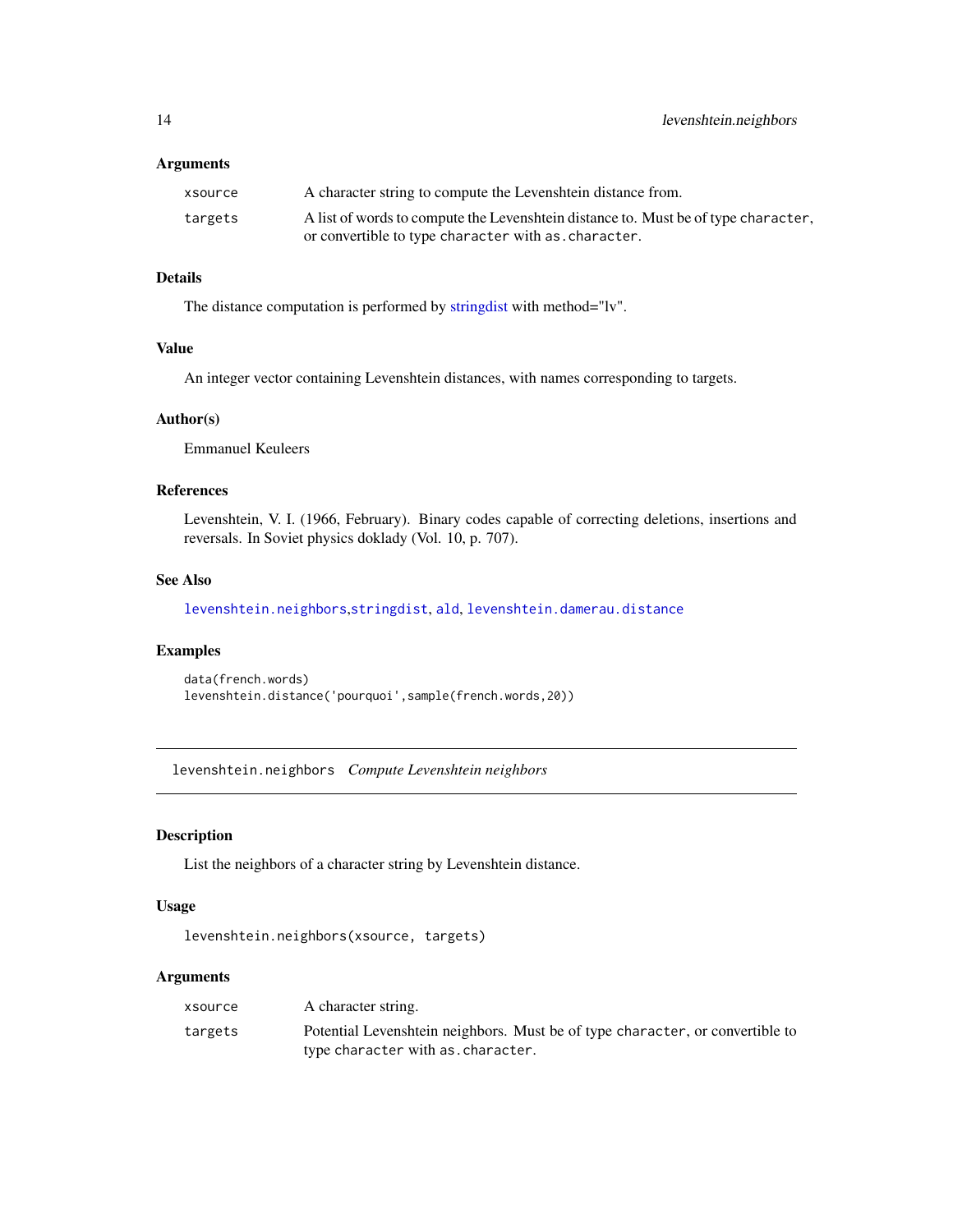### Arguments

| | |
|---|---|
| xsource | A character string to compute the Levenshtein distance from. |
| targets | A list of words to compute the Levenshtein distance to. Must be of type `character`, or convertible to type `character` with `as.character`. |

### Details

The distance computation is performed by stringdist with method="lv".

### Value

An integer vector containing Levenshtein distances, with names corresponding to targets.

### Author(s)

Emmanuel Keuleers

### References

Levenshtein, V. I. (1966, February). Binary codes capable of correcting deletions, insertions and reversals. In Soviet physics doklady (Vol. 10, p. 707).

### See Also

`levenshtein.neighbors`,`stringdist`, `ald`, `levenshtein.damerau.distance`

### Examples

```
data(french.words)
levenshtein.distance('pourquoi',sample(french.words,20))
```

---

## levenshtein.neighbors *Compute Levenshtein neighbors*

---

### Description

List the neighbors of a character string by Levenshtein distance.

### Usage

```
levenshtein.neighbors(xsource, targets)
```

### Arguments

| | |
|---|---|
| xsource | A character string. |
| targets | Potential Levenshtein neighbors. Must be of type `character`, or convertible to type `character` with `as.character`. |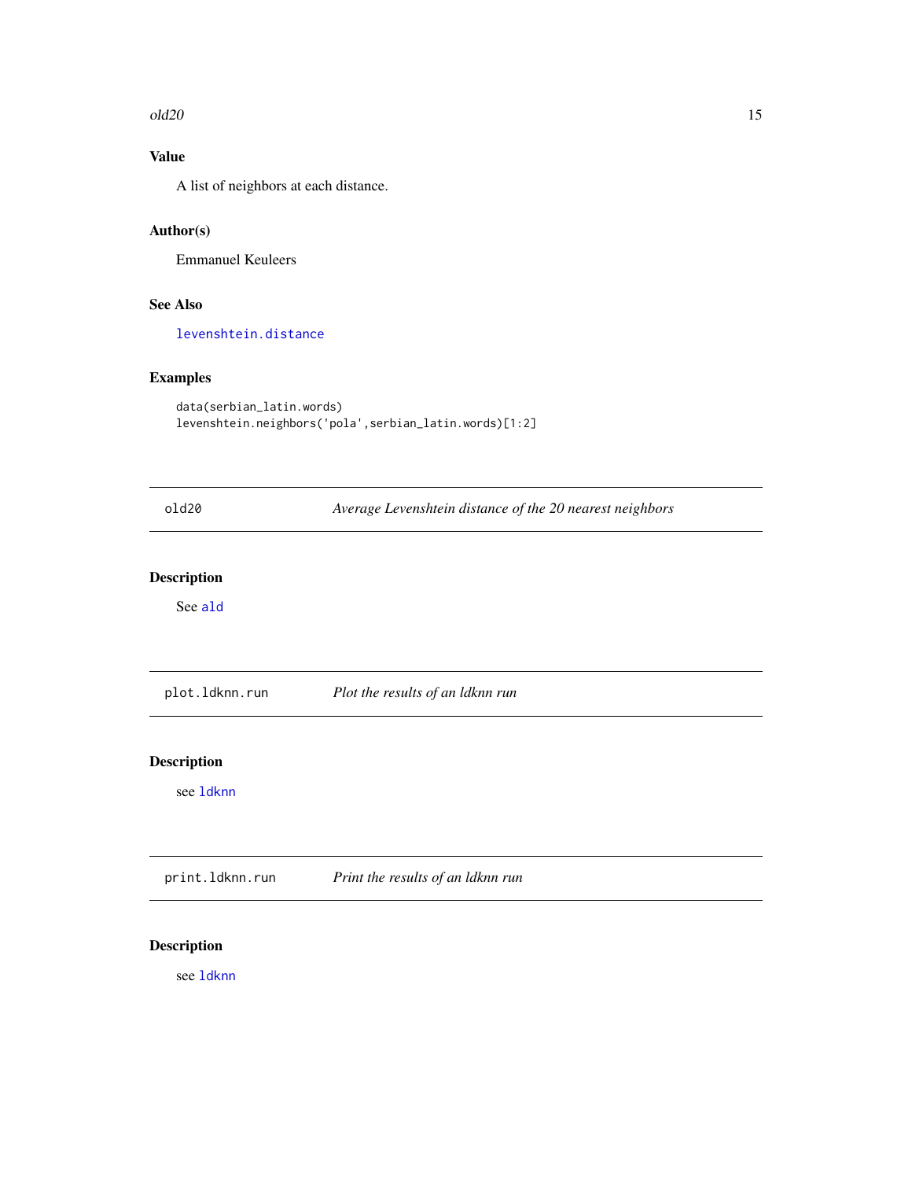### Value

A list of neighbors at each distance.

### Author(s)

Emmanuel Keuleers

### See Also

levenshtein.distance

### Examples

```
data(serbian_latin.words)
levenshtein.neighbors('pola',serbian_latin.words)[1:2]
```

---

## old20 — *Average Levenshtein distance of the 20 nearest neighbors*

### Description

See ald

---

## plot.ldknn.run — *Plot the results of an ldknn run*

### Description

see ldknn

---

## print.ldknn.run — *Print the results of an ldknn run*

### Description

see ldknn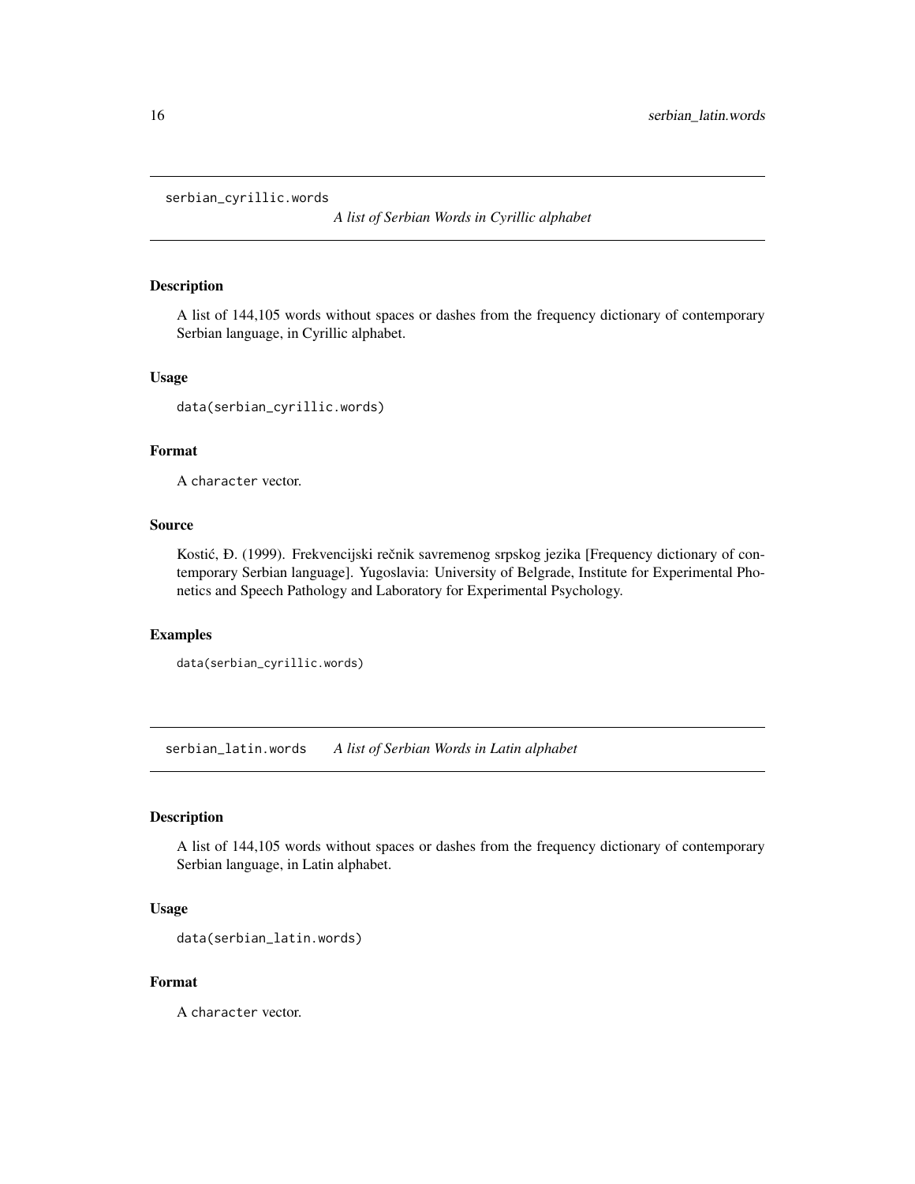serbian_cyrillic.words    *A list of Serbian Words in Cyrillic alphabet*

### Description

A list of 144,105 words without spaces or dashes from the frequency dictionary of contemporary Serbian language, in Cyrillic alphabet.

### Usage

```
data(serbian_cyrillic.words)
```

### Format

A character vector.

### Source

Kostić, Đ. (1999). Frekvencijski rečnik savremenog srpskog jezika [Frequency dictionary of contemporary Serbian language]. Yugoslavia: University of Belgrade, Institute for Experimental Phonetics and Speech Pathology and Laboratory for Experimental Psychology.

### Examples

```
data(serbian_cyrillic.words)
```

serbian_latin.words    *A list of Serbian Words in Latin alphabet*

### Description

A list of 144,105 words without spaces or dashes from the frequency dictionary of contemporary Serbian language, in Latin alphabet.

### Usage

```
data(serbian_latin.words)
```

### Format

A character vector.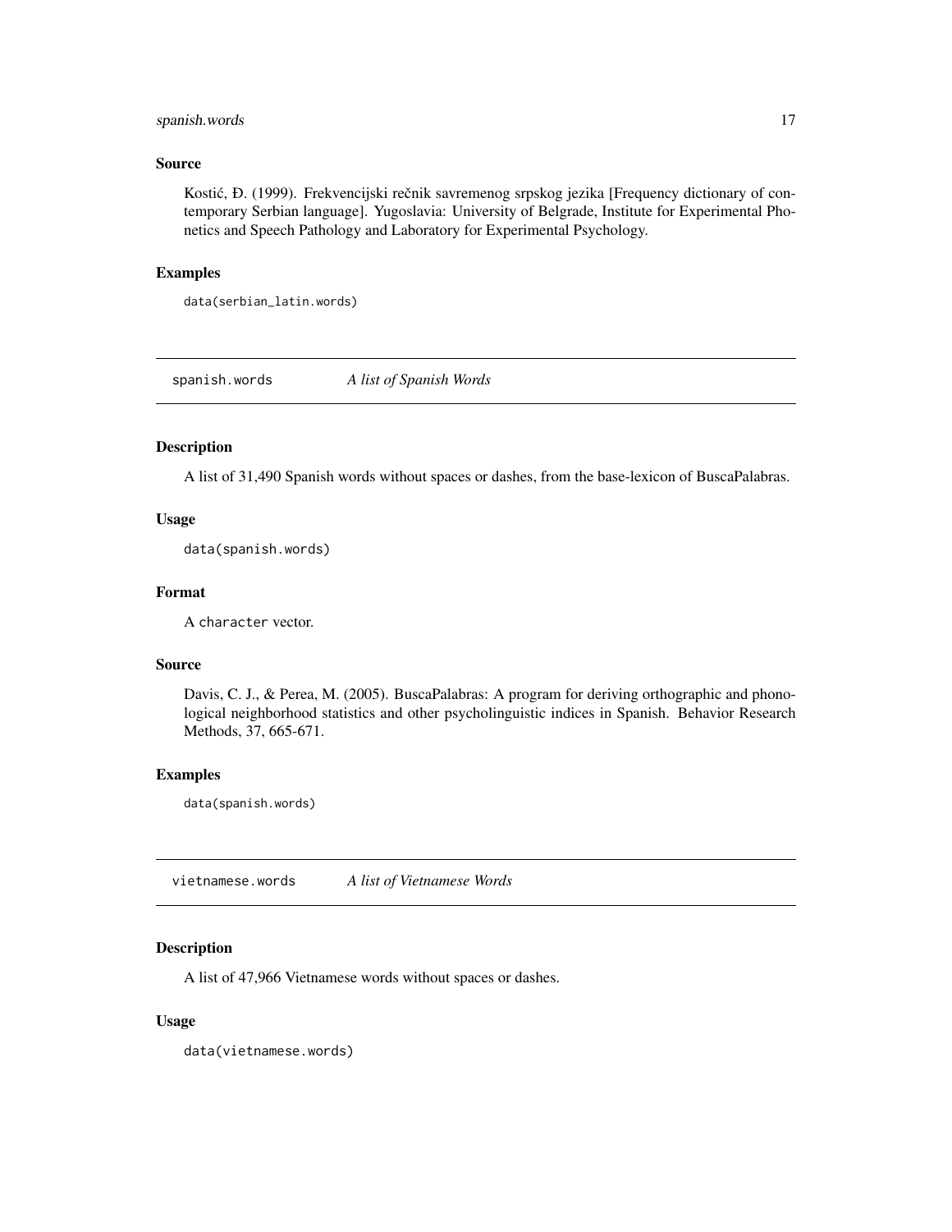### Source

Kostić, Đ. (1999). Frekvencijski rečnik savremenog srpskog jezika [Frequency dictionary of contemporary Serbian language]. Yugoslavia: University of Belgrade, Institute for Experimental Phonetics and Speech Pathology and Laboratory for Experimental Psychology.

### Examples

```
data(serbian_latin.words)
```

---

## spanish.words — *A list of Spanish Words*

---

### Description

A list of 31,490 Spanish words without spaces or dashes, from the base-lexicon of BuscaPalabras.

### Usage

```
data(spanish.words)
```

### Format

A `character` vector.

### Source

Davis, C. J., & Perea, M. (2005). BuscaPalabras: A program for deriving orthographic and phonological neighborhood statistics and other psycholinguistic indices in Spanish. Behavior Research Methods, 37, 665-671.

### Examples

```
data(spanish.words)
```

---

## vietnamese.words — *A list of Vietnamese Words*

---

### Description

A list of 47,966 Vietnamese words without spaces or dashes.

### Usage

```
data(vietnamese.words)
```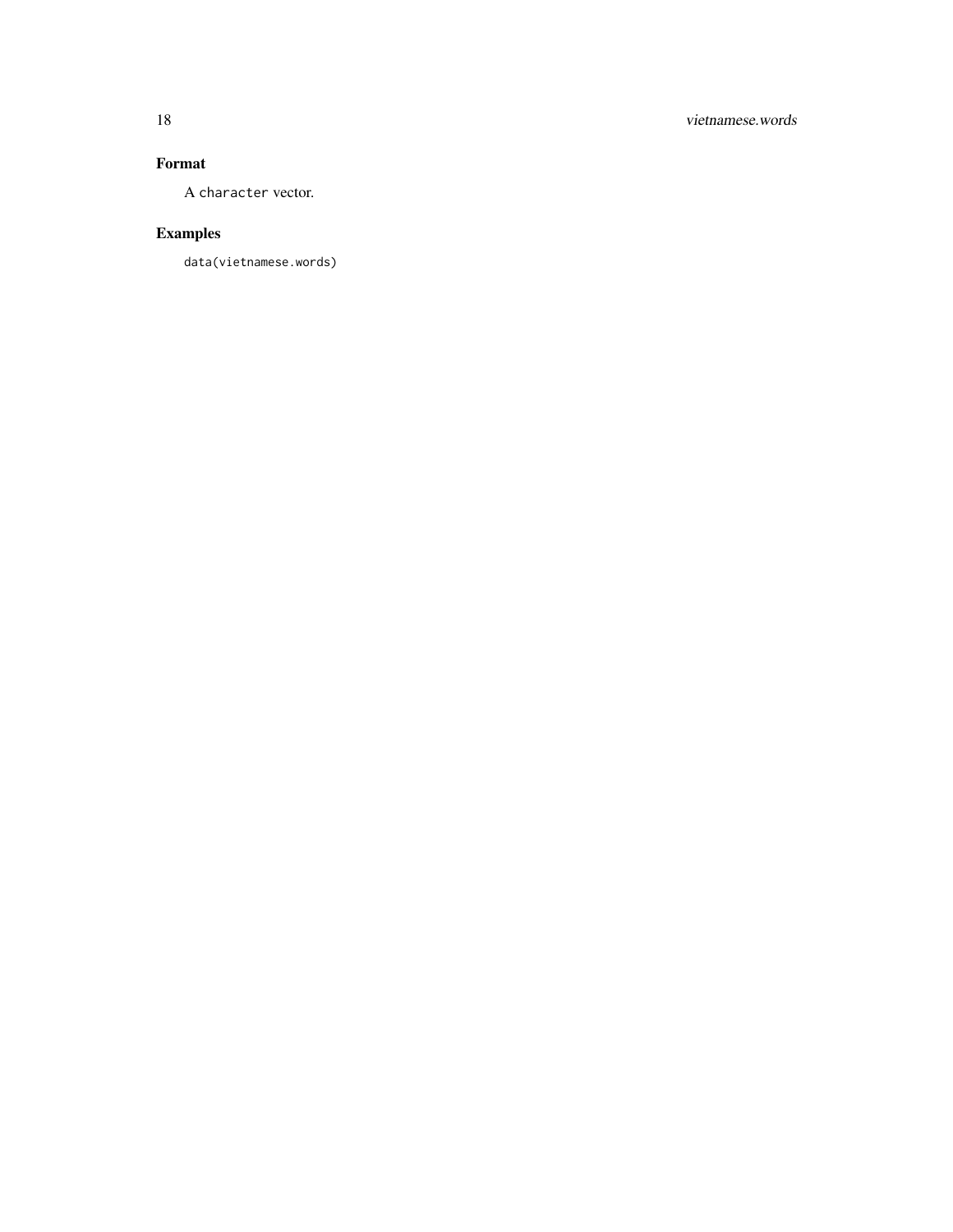## Format

A `character` vector.

## Examples

```
data(vietnamese.words)
```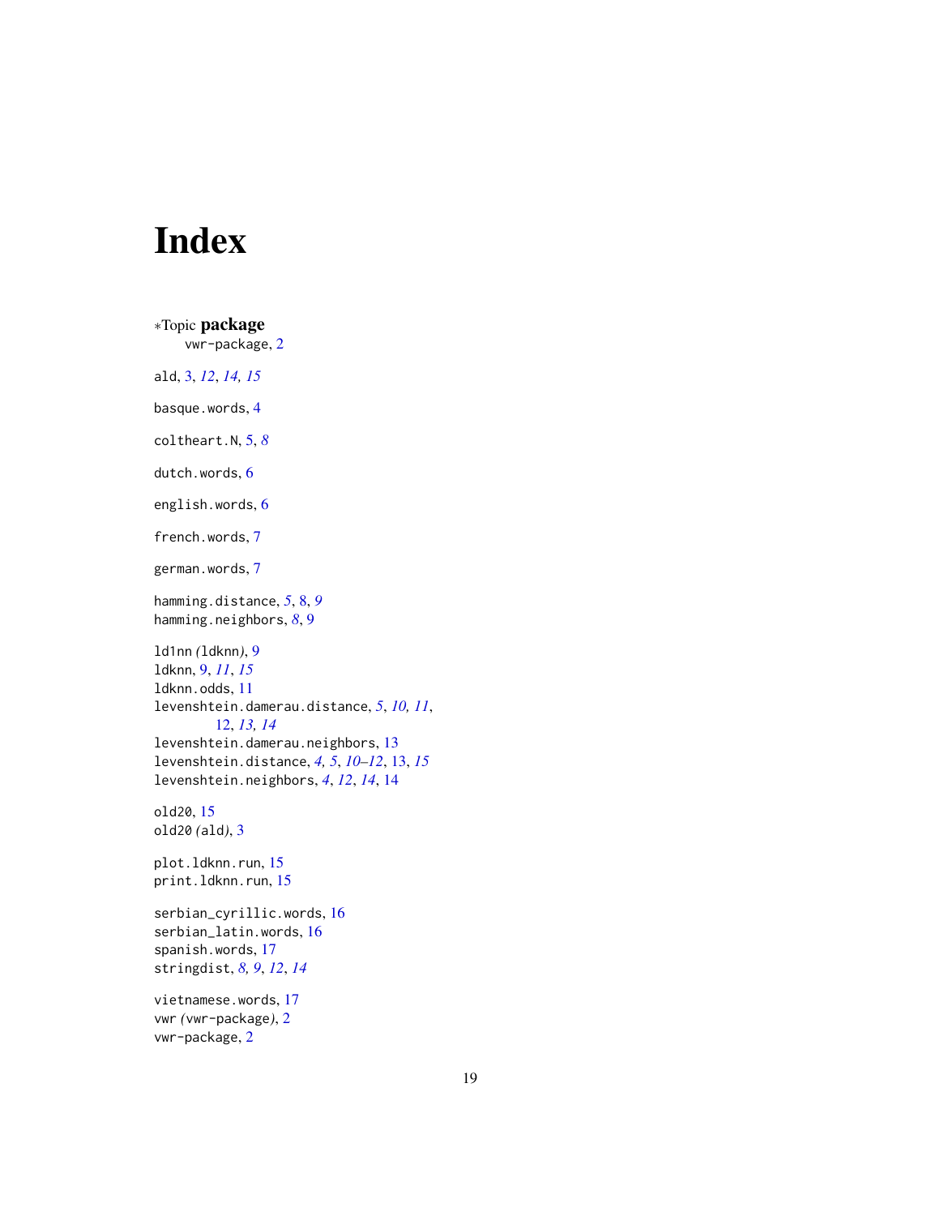# Index

∗Topic **package**

vwr-package, 2

ald, 3, *12*, *14, 15*

basque.words, 4

coltheart.N, 5, *8*

dutch.words, 6

english.words, 6

french.words, 7

german.words, 7

hamming.distance, *5*, 8, *9*
hamming.neighbors, *8*, 9

ld1nn *(*ldknn*)*, 9
ldknn, 9, *11*, *15*
ldknn.odds, 11
levenshtein.damerau.distance, *5*, *10, 11*, 12, *13, 14*
levenshtein.damerau.neighbors, 13
levenshtein.distance, *4, 5*, *10–12*, 13, *15*
levenshtein.neighbors, *4*, *12*, *14*, 14

old20, 15
old20 *(*ald*)*, 3

plot.ldknn.run, 15
print.ldknn.run, 15

serbian_cyrillic.words, 16
serbian_latin.words, 16
spanish.words, 17
stringdist, *8, 9*, *12*, *14*

vietnamese.words, 17
vwr *(*vwr-package*)*, 2
vwr-package, 2